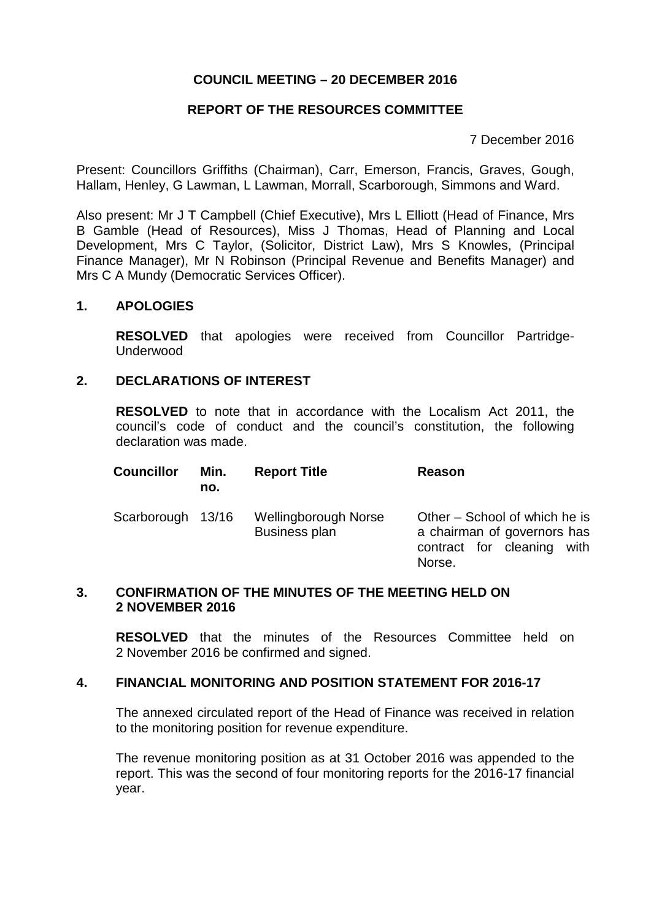# COUNCIL MEETING – 20 DECEMBER 2016

## REPORT OF THE RESOURCES COMMITTEE

7 December 2016

Present: Councillors Griffiths (Chairman), Carr, Emerson, Francis, Graves, Gough, Hallam, Henley, G Lawman, L Lawman, Morrall, Scarborough, Simmons and Ward.

Also present: Mr J T Campbell (Chief Executive), Mrs L Elliott (Head of Finance, Mrs B Gamble (Head of Resources), Miss J Thomas, Head of Planning and Local Development, Mrs C Taylor, (Solicitor, District Law), Mrs S Knowles, (Principal Finance Manager), Mr N Robinson (Principal Revenue and Benefits Manager) and Mrs C A Mundy (Democratic Services Officer).

### 1. APOLOGIES

**RESOLVED** that apologies were received from Councillor Partridge-Underwood

### 2. DECLARATIONS OF INTEREST

**RESOLVED** to note that in accordance with the Localism Act 2011, the council's code of conduct and the council's constitution, the following declaration was made.

| Councillor | Min. no. | Report Title | Reason |
|---|---|---|---|
| Scarborough | 13/16 | Wellingborough Norse Business plan | Other – School of which he is a chairman of governors has contract for cleaning with Norse. |

### 3. CONFIRMATION OF THE MINUTES OF THE MEETING HELD ON 2 NOVEMBER 2016

**RESOLVED** that the minutes of the Resources Committee held on 2 November 2016 be confirmed and signed.

### 4. FINANCIAL MONITORING AND POSITION STATEMENT FOR 2016-17

The annexed circulated report of the Head of Finance was received in relation to the monitoring position for revenue expenditure.

The revenue monitoring position as at 31 October 2016 was appended to the report. This was the second of four monitoring reports for the 2016-17 financial year.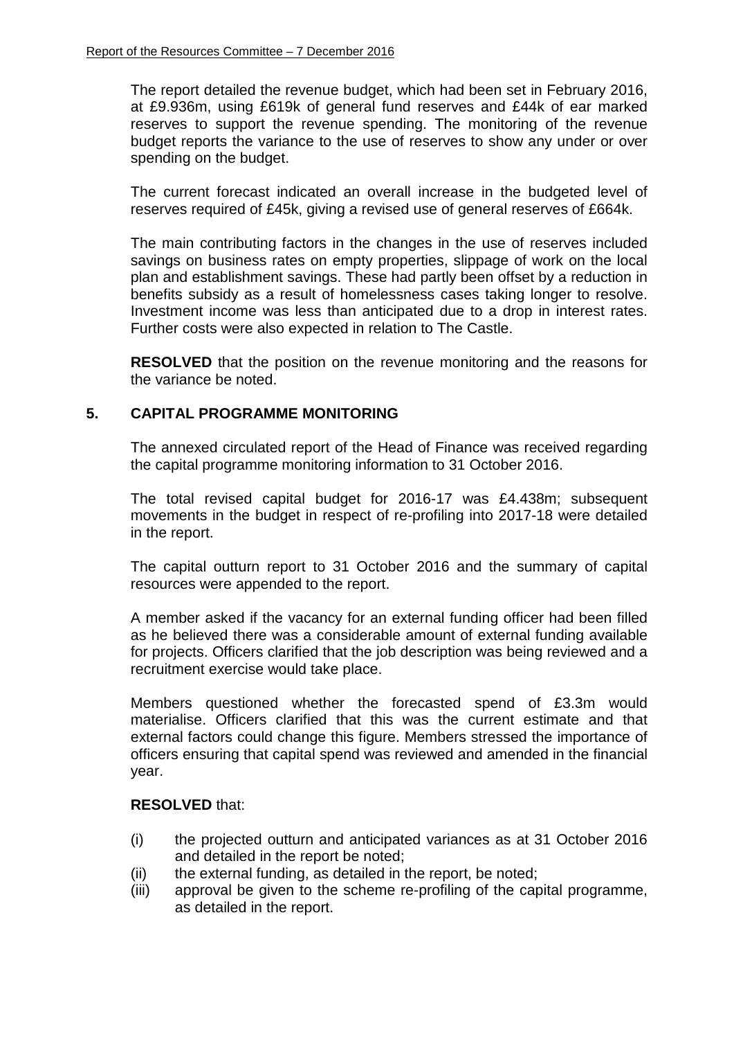The report detailed the revenue budget, which had been set in February 2016, at £9.936m, using £619k of general fund reserves and £44k of ear marked reserves to support the revenue spending. The monitoring of the revenue budget reports the variance to the use of reserves to show any under or over spending on the budget.

The current forecast indicated an overall increase in the budgeted level of reserves required of £45k, giving a revised use of general reserves of £664k.

The main contributing factors in the changes in the use of reserves included savings on business rates on empty properties, slippage of work on the local plan and establishment savings. These had partly been offset by a reduction in benefits subsidy as a result of homelessness cases taking longer to resolve. Investment income was less than anticipated due to a drop in interest rates. Further costs were also expected in relation to The Castle.

**RESOLVED** that the position on the revenue monitoring and the reasons for the variance be noted.

## 5. CAPITAL PROGRAMME MONITORING

The annexed circulated report of the Head of Finance was received regarding the capital programme monitoring information to 31 October 2016.

The total revised capital budget for 2016-17 was £4.438m; subsequent movements in the budget in respect of re-profiling into 2017-18 were detailed in the report.

The capital outturn report to 31 October 2016 and the summary of capital resources were appended to the report.

A member asked if the vacancy for an external funding officer had been filled as he believed there was a considerable amount of external funding available for projects. Officers clarified that the job description was being reviewed and a recruitment exercise would take place.

Members questioned whether the forecasted spend of £3.3m would materialise. Officers clarified that this was the current estimate and that external factors could change this figure. Members stressed the importance of officers ensuring that capital spend was reviewed and amended in the financial year.

**RESOLVED** that:

(i) the projected outturn and anticipated variances as at 31 October 2016 and detailed in the report be noted;
(ii) the external funding, as detailed in the report, be noted;
(iii) approval be given to the scheme re-profiling of the capital programme, as detailed in the report.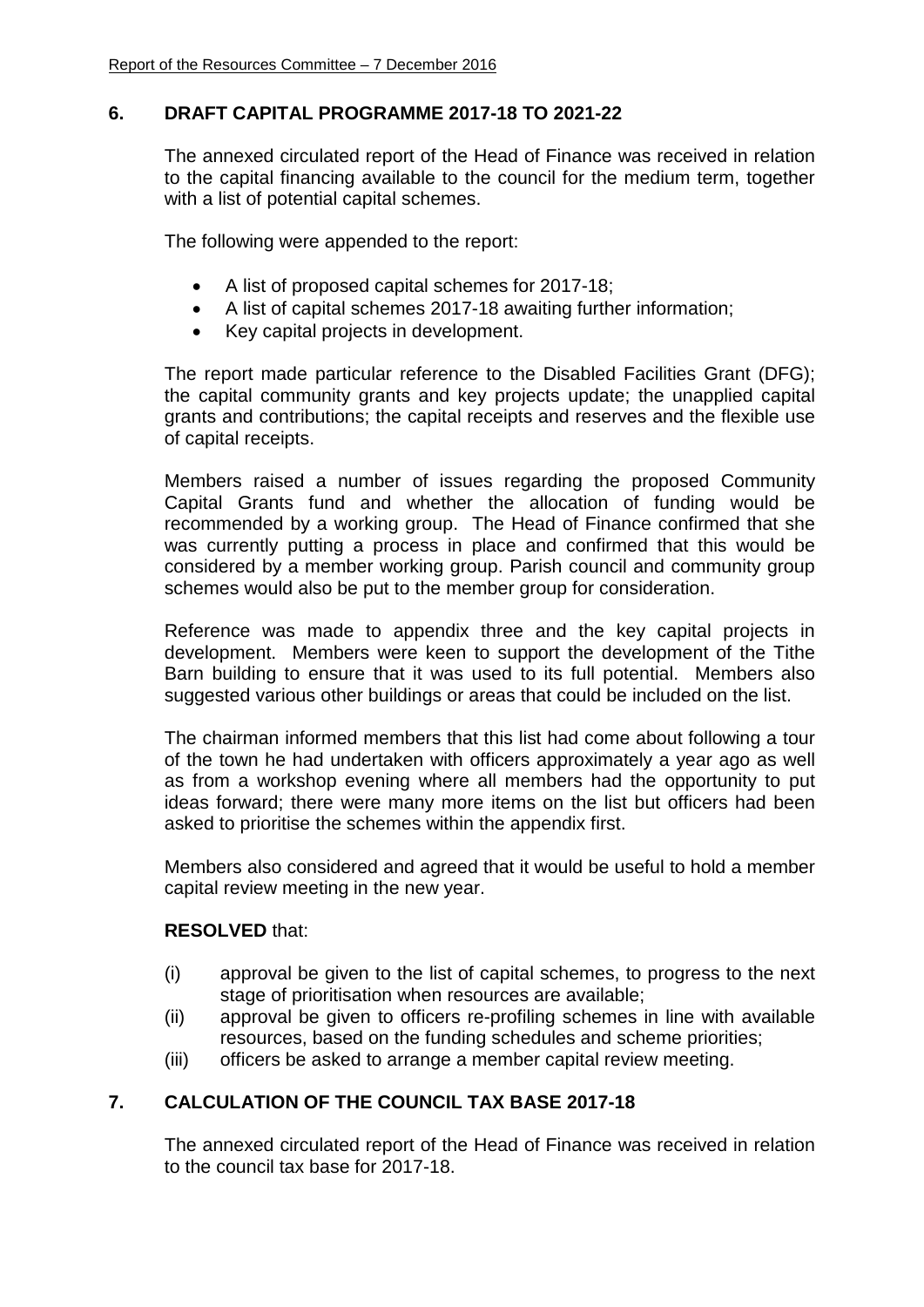## 6. DRAFT CAPITAL PROGRAMME 2017-18 TO 2021-22

The annexed circulated report of the Head of Finance was received in relation to the capital financing available to the council for the medium term, together with a list of potential capital schemes.

The following were appended to the report:

- A list of proposed capital schemes for 2017-18;
- A list of capital schemes 2017-18 awaiting further information;
- Key capital projects in development.

The report made particular reference to the Disabled Facilities Grant (DFG); the capital community grants and key projects update; the unapplied capital grants and contributions; the capital receipts and reserves and the flexible use of capital receipts.

Members raised a number of issues regarding the proposed Community Capital Grants fund and whether the allocation of funding would be recommended by a working group. The Head of Finance confirmed that she was currently putting a process in place and confirmed that this would be considered by a member working group. Parish council and community group schemes would also be put to the member group for consideration.

Reference was made to appendix three and the key capital projects in development. Members were keen to support the development of the Tithe Barn building to ensure that it was used to its full potential. Members also suggested various other buildings or areas that could be included on the list.

The chairman informed members that this list had come about following a tour of the town he had undertaken with officers approximately a year ago as well as from a workshop evening where all members had the opportunity to put ideas forward; there were many more items on the list but officers had been asked to prioritise the schemes within the appendix first.

Members also considered and agreed that it would be useful to hold a member capital review meeting in the new year.

**RESOLVED** that:

(i) approval be given to the list of capital schemes, to progress to the next stage of prioritisation when resources are available;
(ii) approval be given to officers re-profiling schemes in line with available resources, based on the funding schedules and scheme priorities;
(iii) officers be asked to arrange a member capital review meeting.

## 7. CALCULATION OF THE COUNCIL TAX BASE 2017-18

The annexed circulated report of the Head of Finance was received in relation to the council tax base for 2017-18.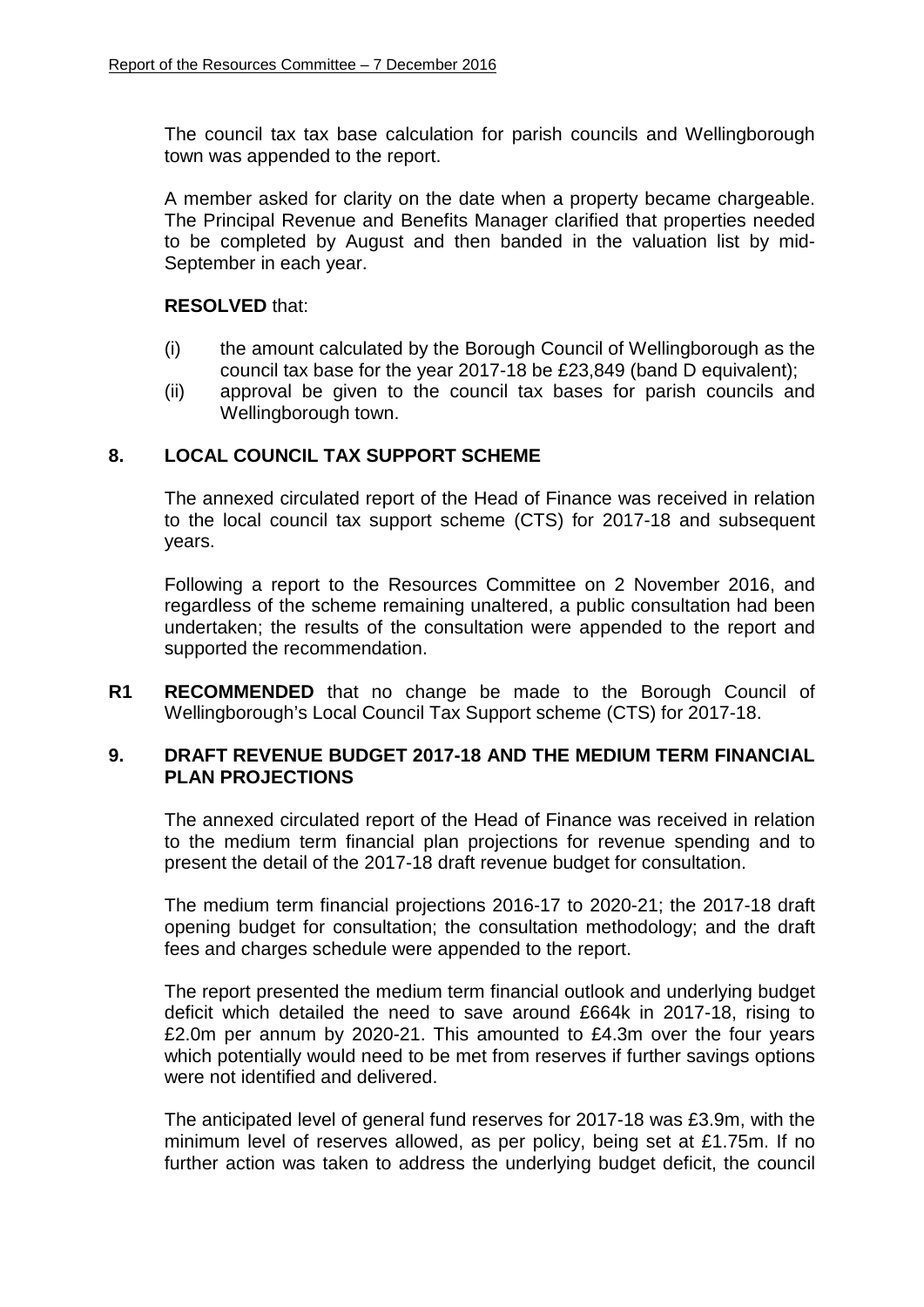The council tax tax base calculation for parish councils and Wellingborough town was appended to the report.

A member asked for clarity on the date when a property became chargeable. The Principal Revenue and Benefits Manager clarified that properties needed to be completed by August and then banded in the valuation list by mid-September in each year.

**RESOLVED** that:

(i) the amount calculated by the Borough Council of Wellingborough as the council tax base for the year 2017-18 be £23,849 (band D equivalent);

(ii) approval be given to the council tax bases for parish councils and Wellingborough town.

## 8. LOCAL COUNCIL TAX SUPPORT SCHEME

The annexed circulated report of the Head of Finance was received in relation to the local council tax support scheme (CTS) for 2017-18 and subsequent years.

Following a report to the Resources Committee on 2 November 2016, and regardless of the scheme remaining unaltered, a public consultation had been undertaken; the results of the consultation were appended to the report and supported the recommendation.

**R1 RECOMMENDED** that no change be made to the Borough Council of Wellingborough's Local Council Tax Support scheme (CTS) for 2017-18.

## 9. DRAFT REVENUE BUDGET 2017-18 AND THE MEDIUM TERM FINANCIAL PLAN PROJECTIONS

The annexed circulated report of the Head of Finance was received in relation to the medium term financial plan projections for revenue spending and to present the detail of the 2017-18 draft revenue budget for consultation.

The medium term financial projections 2016-17 to 2020-21; the 2017-18 draft opening budget for consultation; the consultation methodology; and the draft fees and charges schedule were appended to the report.

The report presented the medium term financial outlook and underlying budget deficit which detailed the need to save around £664k in 2017-18, rising to £2.0m per annum by 2020-21. This amounted to £4.3m over the four years which potentially would need to be met from reserves if further savings options were not identified and delivered.

The anticipated level of general fund reserves for 2017-18 was £3.9m, with the minimum level of reserves allowed, as per policy, being set at £1.75m. If no further action was taken to address the underlying budget deficit, the council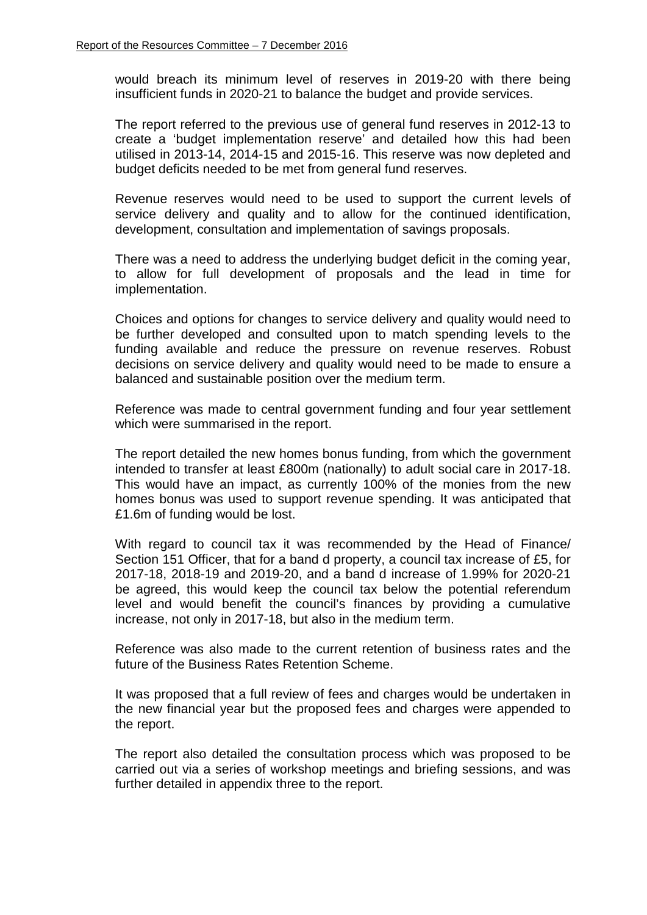would breach its minimum level of reserves in 2019-20 with there being insufficient funds in 2020-21 to balance the budget and provide services.

The report referred to the previous use of general fund reserves in 2012-13 to create a 'budget implementation reserve' and detailed how this had been utilised in 2013-14, 2014-15 and 2015-16. This reserve was now depleted and budget deficits needed to be met from general fund reserves.

Revenue reserves would need to be used to support the current levels of service delivery and quality and to allow for the continued identification, development, consultation and implementation of savings proposals.

There was a need to address the underlying budget deficit in the coming year, to allow for full development of proposals and the lead in time for implementation.

Choices and options for changes to service delivery and quality would need to be further developed and consulted upon to match spending levels to the funding available and reduce the pressure on revenue reserves. Robust decisions on service delivery and quality would need to be made to ensure a balanced and sustainable position over the medium term.

Reference was made to central government funding and four year settlement which were summarised in the report.

The report detailed the new homes bonus funding, from which the government intended to transfer at least £800m (nationally) to adult social care in 2017-18. This would have an impact, as currently 100% of the monies from the new homes bonus was used to support revenue spending. It was anticipated that £1.6m of funding would be lost.

With regard to council tax it was recommended by the Head of Finance/ Section 151 Officer, that for a band d property, a council tax increase of £5, for 2017-18, 2018-19 and 2019-20, and a band d increase of 1.99% for 2020-21 be agreed, this would keep the council tax below the potential referendum level and would benefit the council's finances by providing a cumulative increase, not only in 2017-18, but also in the medium term.

Reference was also made to the current retention of business rates and the future of the Business Rates Retention Scheme.

It was proposed that a full review of fees and charges would be undertaken in the new financial year but the proposed fees and charges were appended to the report.

The report also detailed the consultation process which was proposed to be carried out via a series of workshop meetings and briefing sessions, and was further detailed in appendix three to the report.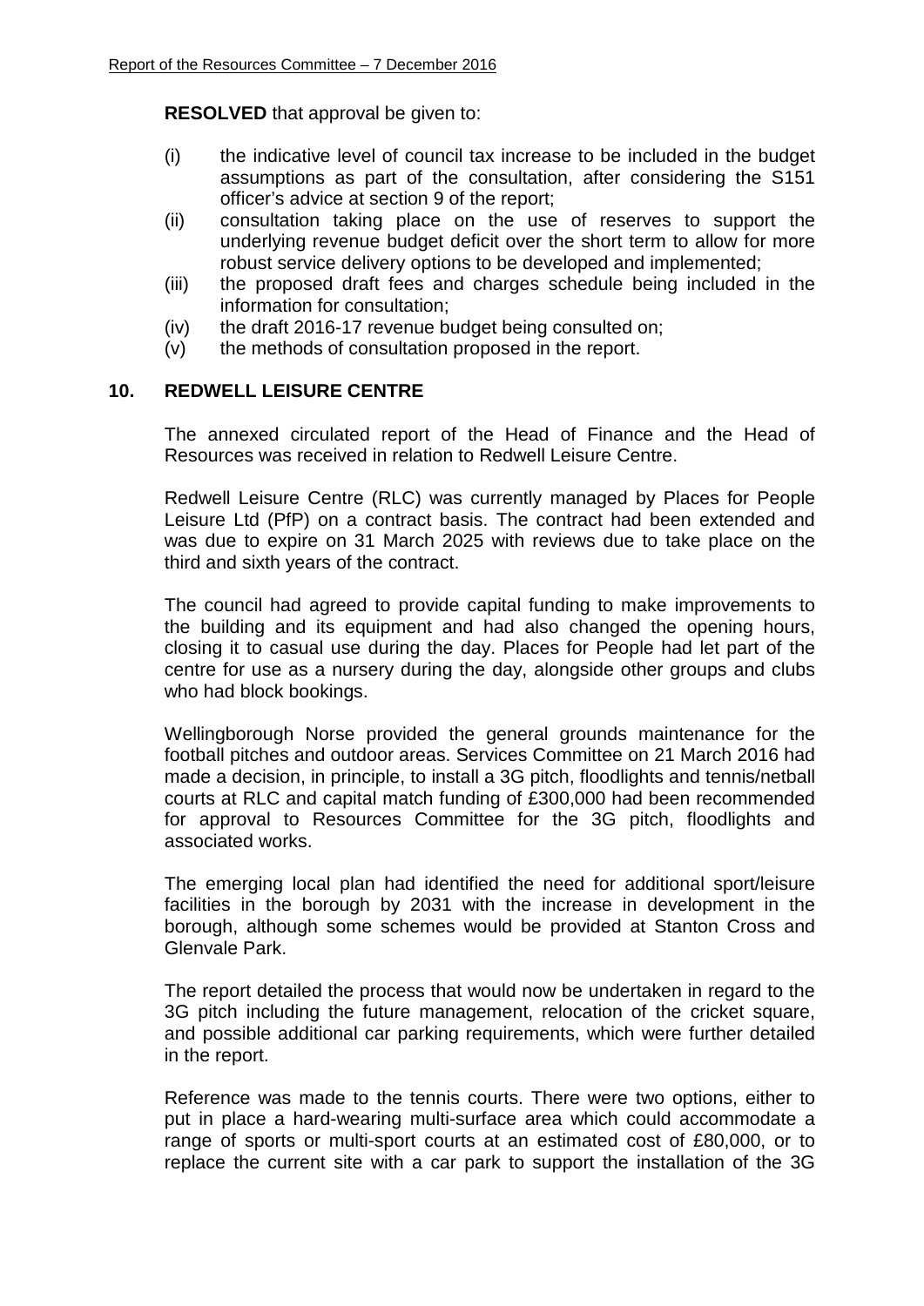**RESOLVED** that approval be given to:

(i) the indicative level of council tax increase to be included in the budget assumptions as part of the consultation, after considering the S151 officer's advice at section 9 of the report;
(ii) consultation taking place on the use of reserves to support the underlying revenue budget deficit over the short term to allow for more robust service delivery options to be developed and implemented;
(iii) the proposed draft fees and charges schedule being included in the information for consultation;
(iv) the draft 2016-17 revenue budget being consulted on;
(v) the methods of consultation proposed in the report.

## 10. REDWELL LEISURE CENTRE

The annexed circulated report of the Head of Finance and the Head of Resources was received in relation to Redwell Leisure Centre.

Redwell Leisure Centre (RLC) was currently managed by Places for People Leisure Ltd (PfP) on a contract basis. The contract had been extended and was due to expire on 31 March 2025 with reviews due to take place on the third and sixth years of the contract.

The council had agreed to provide capital funding to make improvements to the building and its equipment and had also changed the opening hours, closing it to casual use during the day. Places for People had let part of the centre for use as a nursery during the day, alongside other groups and clubs who had block bookings.

Wellingborough Norse provided the general grounds maintenance for the football pitches and outdoor areas. Services Committee on 21 March 2016 had made a decision, in principle, to install a 3G pitch, floodlights and tennis/netball courts at RLC and capital match funding of £300,000 had been recommended for approval to Resources Committee for the 3G pitch, floodlights and associated works.

The emerging local plan had identified the need for additional sport/leisure facilities in the borough by 2031 with the increase in development in the borough, although some schemes would be provided at Stanton Cross and Glenvale Park.

The report detailed the process that would now be undertaken in regard to the 3G pitch including the future management, relocation of the cricket square, and possible additional car parking requirements, which were further detailed in the report.

Reference was made to the tennis courts. There were two options, either to put in place a hard-wearing multi-surface area which could accommodate a range of sports or multi-sport courts at an estimated cost of £80,000, or to replace the current site with a car park to support the installation of the 3G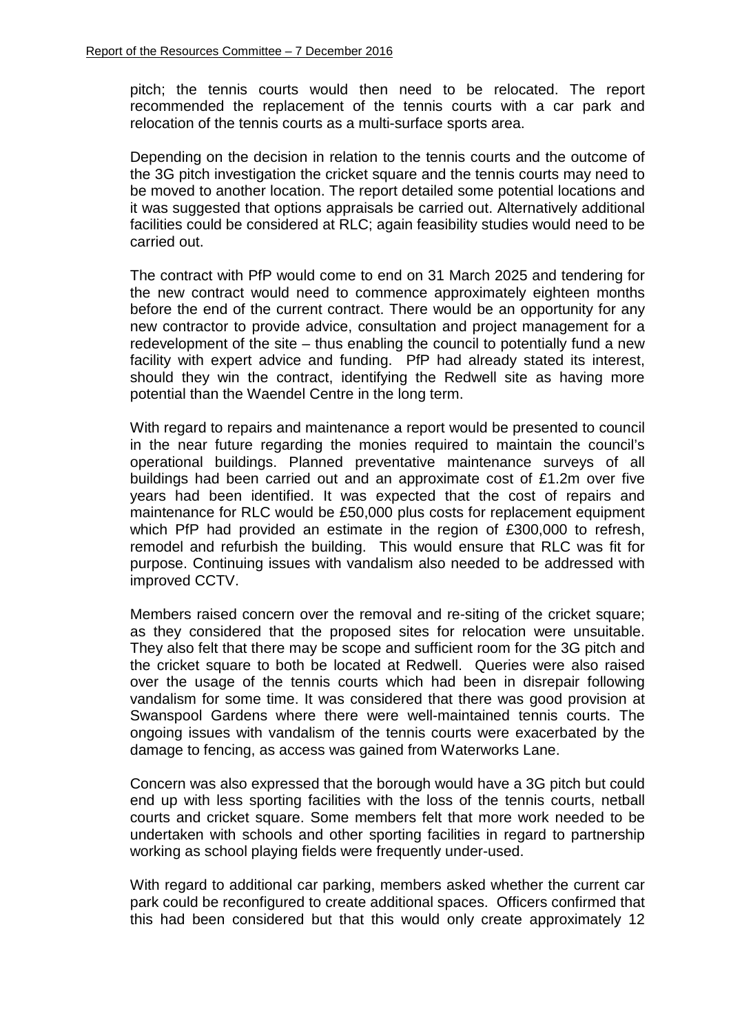pitch; the tennis courts would then need to be relocated. The report recommended the replacement of the tennis courts with a car park and relocation of the tennis courts as a multi-surface sports area.

Depending on the decision in relation to the tennis courts and the outcome of the 3G pitch investigation the cricket square and the tennis courts may need to be moved to another location. The report detailed some potential locations and it was suggested that options appraisals be carried out. Alternatively additional facilities could be considered at RLC; again feasibility studies would need to be carried out.

The contract with PfP would come to end on 31 March 2025 and tendering for the new contract would need to commence approximately eighteen months before the end of the current contract. There would be an opportunity for any new contractor to provide advice, consultation and project management for a redevelopment of the site – thus enabling the council to potentially fund a new facility with expert advice and funding. PfP had already stated its interest, should they win the contract, identifying the Redwell site as having more potential than the Waendel Centre in the long term.

With regard to repairs and maintenance a report would be presented to council in the near future regarding the monies required to maintain the council's operational buildings. Planned preventative maintenance surveys of all buildings had been carried out and an approximate cost of £1.2m over five years had been identified. It was expected that the cost of repairs and maintenance for RLC would be £50,000 plus costs for replacement equipment which PfP had provided an estimate in the region of £300,000 to refresh, remodel and refurbish the building. This would ensure that RLC was fit for purpose. Continuing issues with vandalism also needed to be addressed with improved CCTV.

Members raised concern over the removal and re-siting of the cricket square; as they considered that the proposed sites for relocation were unsuitable. They also felt that there may be scope and sufficient room for the 3G pitch and the cricket square to both be located at Redwell. Queries were also raised over the usage of the tennis courts which had been in disrepair following vandalism for some time. It was considered that there was good provision at Swanspool Gardens where there were well-maintained tennis courts. The ongoing issues with vandalism of the tennis courts were exacerbated by the damage to fencing, as access was gained from Waterworks Lane.

Concern was also expressed that the borough would have a 3G pitch but could end up with less sporting facilities with the loss of the tennis courts, netball courts and cricket square. Some members felt that more work needed to be undertaken with schools and other sporting facilities in regard to partnership working as school playing fields were frequently under-used.

With regard to additional car parking, members asked whether the current car park could be reconfigured to create additional spaces. Officers confirmed that this had been considered but that this would only create approximately 12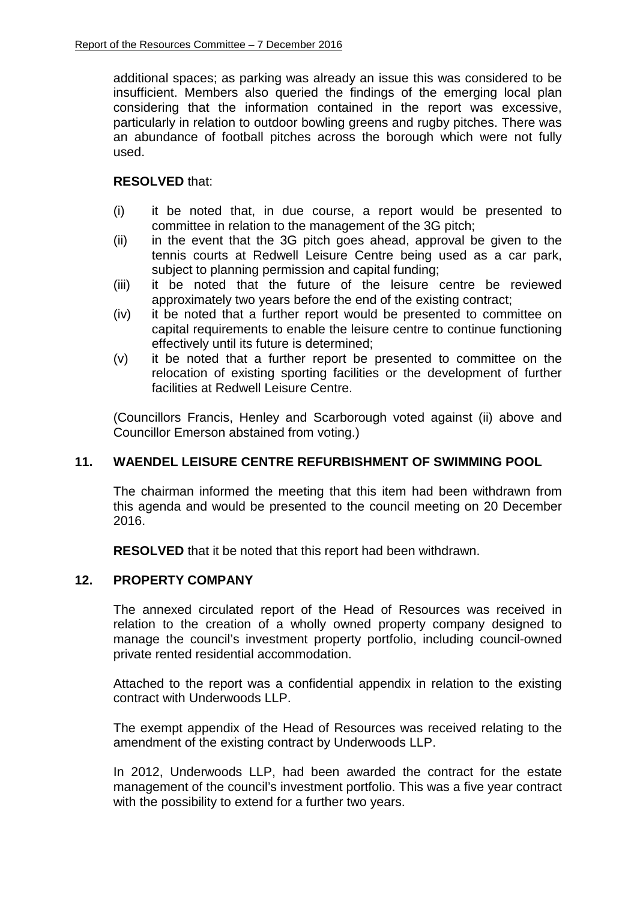additional spaces; as parking was already an issue this was considered to be insufficient. Members also queried the findings of the emerging local plan considering that the information contained in the report was excessive, particularly in relation to outdoor bowling greens and rugby pitches. There was an abundance of football pitches across the borough which were not fully used.

**RESOLVED** that:

(i) it be noted that, in due course, a report would be presented to committee in relation to the management of the 3G pitch;
(ii) in the event that the 3G pitch goes ahead, approval be given to the tennis courts at Redwell Leisure Centre being used as a car park, subject to planning permission and capital funding;
(iii) it be noted that the future of the leisure centre be reviewed approximately two years before the end of the existing contract;
(iv) it be noted that a further report would be presented to committee on capital requirements to enable the leisure centre to continue functioning effectively until its future is determined;
(v) it be noted that a further report be presented to committee on the relocation of existing sporting facilities or the development of further facilities at Redwell Leisure Centre.

(Councillors Francis, Henley and Scarborough voted against (ii) above and Councillor Emerson abstained from voting.)

## 11. WAENDEL LEISURE CENTRE REFURBISHMENT OF SWIMMING POOL

The chairman informed the meeting that this item had been withdrawn from this agenda and would be presented to the council meeting on 20 December 2016.

**RESOLVED** that it be noted that this report had been withdrawn.

## 12. PROPERTY COMPANY

The annexed circulated report of the Head of Resources was received in relation to the creation of a wholly owned property company designed to manage the council's investment property portfolio, including council-owned private rented residential accommodation.

Attached to the report was a confidential appendix in relation to the existing contract with Underwoods LLP.

The exempt appendix of the Head of Resources was received relating to the amendment of the existing contract by Underwoods LLP.

In 2012, Underwoods LLP, had been awarded the contract for the estate management of the council's investment portfolio. This was a five year contract with the possibility to extend for a further two years.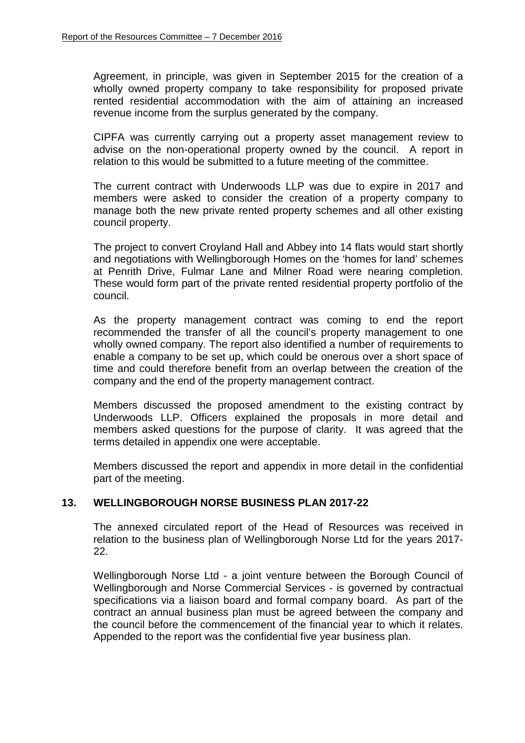Agreement, in principle, was given in September 2015 for the creation of a wholly owned property company to take responsibility for proposed private rented residential accommodation with the aim of attaining an increased revenue income from the surplus generated by the company.

CIPFA was currently carrying out a property asset management review to advise on the non-operational property owned by the council. A report in relation to this would be submitted to a future meeting of the committee.

The current contract with Underwoods LLP was due to expire in 2017 and members were asked to consider the creation of a property company to manage both the new private rented property schemes and all other existing council property.

The project to convert Croyland Hall and Abbey into 14 flats would start shortly and negotiations with Wellingborough Homes on the 'homes for land' schemes at Penrith Drive, Fulmar Lane and Milner Road were nearing completion. These would form part of the private rented residential property portfolio of the council.

As the property management contract was coming to end the report recommended the transfer of all the council's property management to one wholly owned company. The report also identified a number of requirements to enable a company to be set up, which could be onerous over a short space of time and could therefore benefit from an overlap between the creation of the company and the end of the property management contract.

Members discussed the proposed amendment to the existing contract by Underwoods LLP. Officers explained the proposals in more detail and members asked questions for the purpose of clarity. It was agreed that the terms detailed in appendix one were acceptable.

Members discussed the report and appendix in more detail in the confidential part of the meeting.

## 13. WELLINGBOROUGH NORSE BUSINESS PLAN 2017-22

The annexed circulated report of the Head of Resources was received in relation to the business plan of Wellingborough Norse Ltd for the years 2017-22.

Wellingborough Norse Ltd - a joint venture between the Borough Council of Wellingborough and Norse Commercial Services - is governed by contractual specifications via a liaison board and formal company board. As part of the contract an annual business plan must be agreed between the company and the council before the commencement of the financial year to which it relates. Appended to the report was the confidential five year business plan.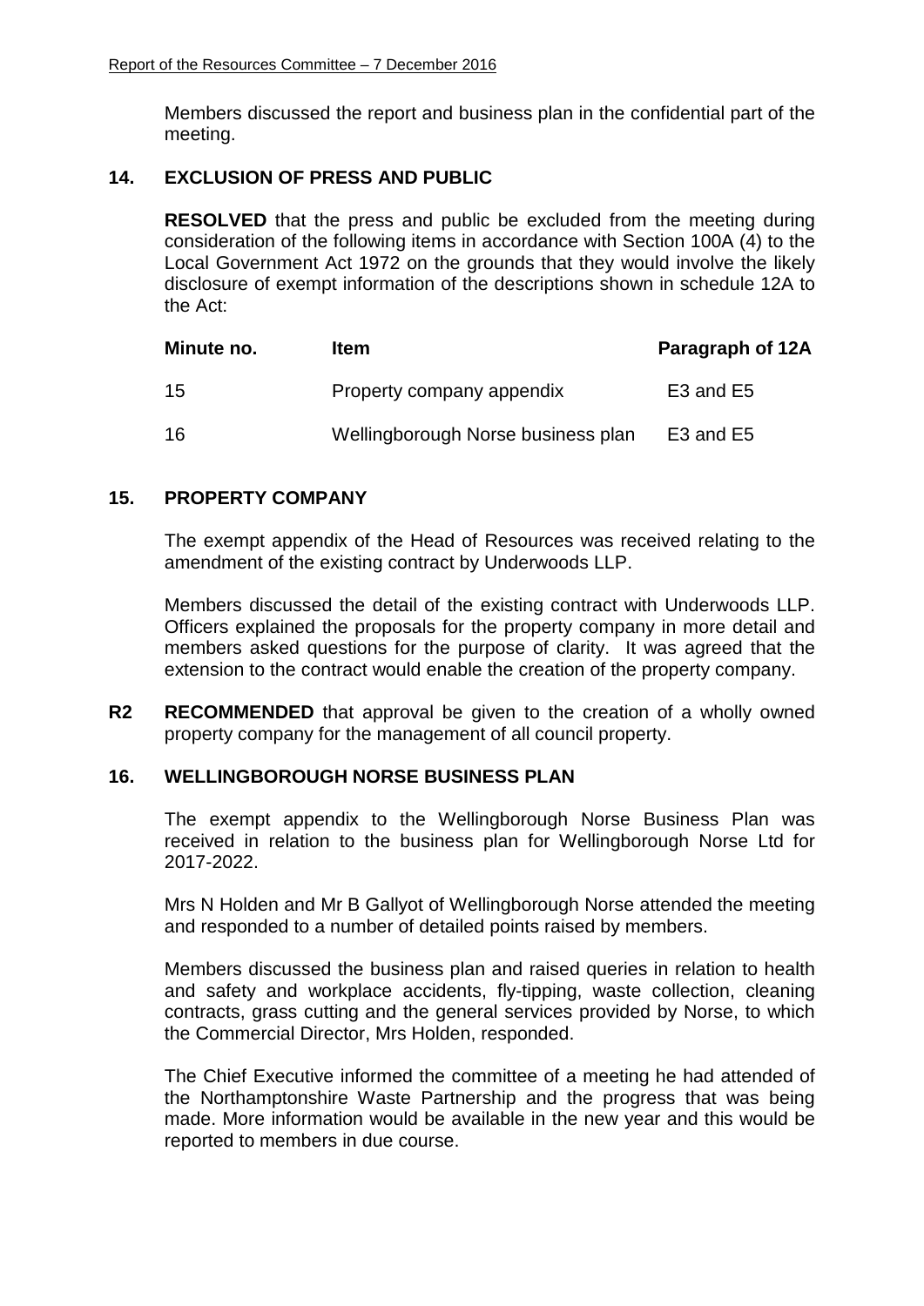Members discussed the report and business plan in the confidential part of the meeting.

## 14. EXCLUSION OF PRESS AND PUBLIC

**RESOLVED** that the press and public be excluded from the meeting during consideration of the following items in accordance with Section 100A (4) to the Local Government Act 1972 on the grounds that they would involve the likely disclosure of exempt information of the descriptions shown in schedule 12A to the Act:

| Minute no. | Item | Paragraph of 12A |
|---|---|---|
| 15 | Property company appendix | E3 and E5 |
| 16 | Wellingborough Norse business plan | E3 and E5 |

## 15. PROPERTY COMPANY

The exempt appendix of the Head of Resources was received relating to the amendment of the existing contract by Underwoods LLP.

Members discussed the detail of the existing contract with Underwoods LLP. Officers explained the proposals for the property company in more detail and members asked questions for the purpose of clarity. It was agreed that the extension to the contract would enable the creation of the property company.

**R2 RECOMMENDED** that approval be given to the creation of a wholly owned property company for the management of all council property.

## 16. WELLINGBOROUGH NORSE BUSINESS PLAN

The exempt appendix to the Wellingborough Norse Business Plan was received in relation to the business plan for Wellingborough Norse Ltd for 2017-2022.

Mrs N Holden and Mr B Gallyot of Wellingborough Norse attended the meeting and responded to a number of detailed points raised by members.

Members discussed the business plan and raised queries in relation to health and safety and workplace accidents, fly-tipping, waste collection, cleaning contracts, grass cutting and the general services provided by Norse, to which the Commercial Director, Mrs Holden, responded.

The Chief Executive informed the committee of a meeting he had attended of the Northamptonshire Waste Partnership and the progress that was being made. More information would be available in the new year and this would be reported to members in due course.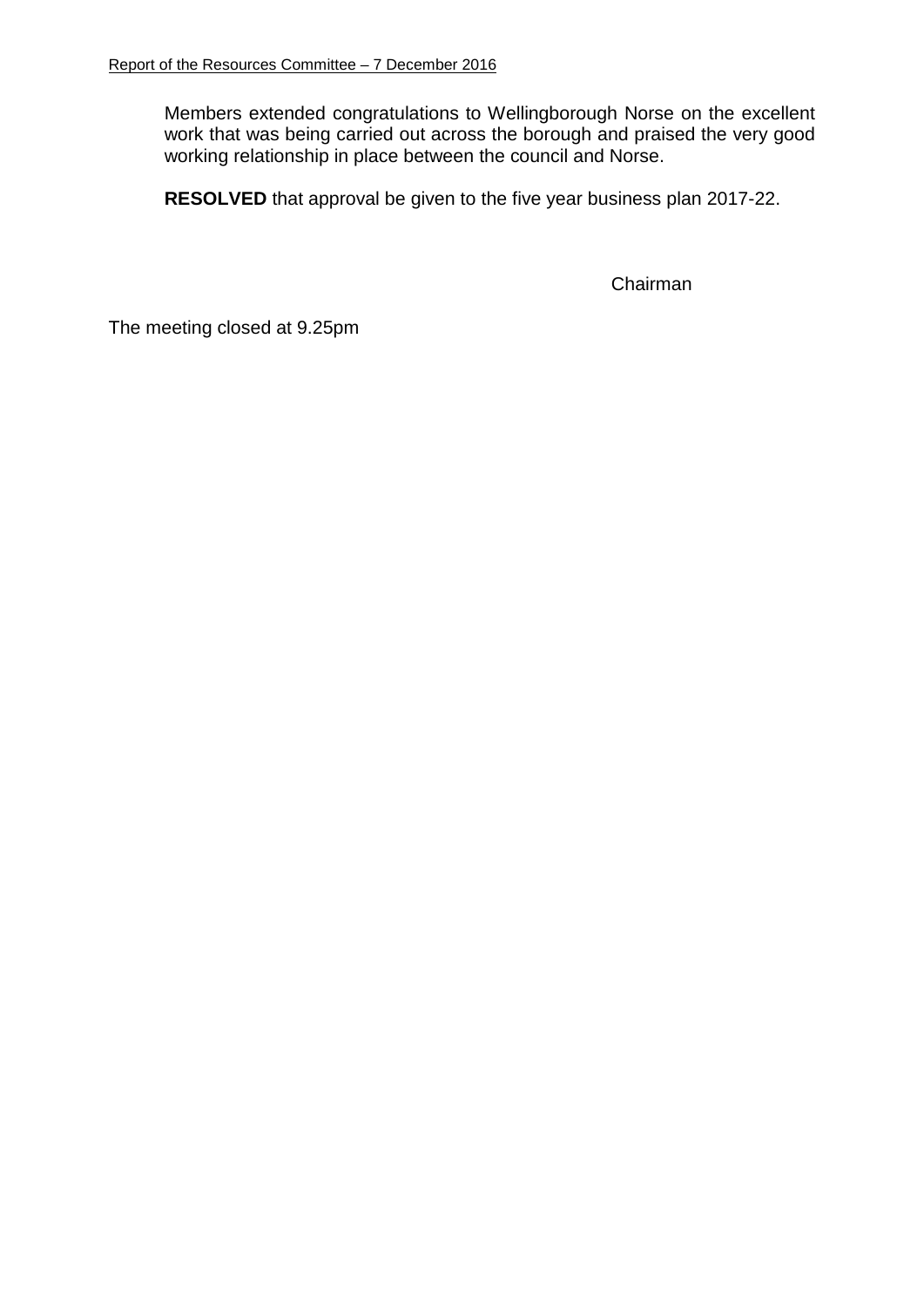Members extended congratulations to Wellingborough Norse on the excellent work that was being carried out across the borough and praised the very good working relationship in place between the council and Norse.

**RESOLVED** that approval be given to the five year business plan 2017-22.

Chairman

The meeting closed at 9.25pm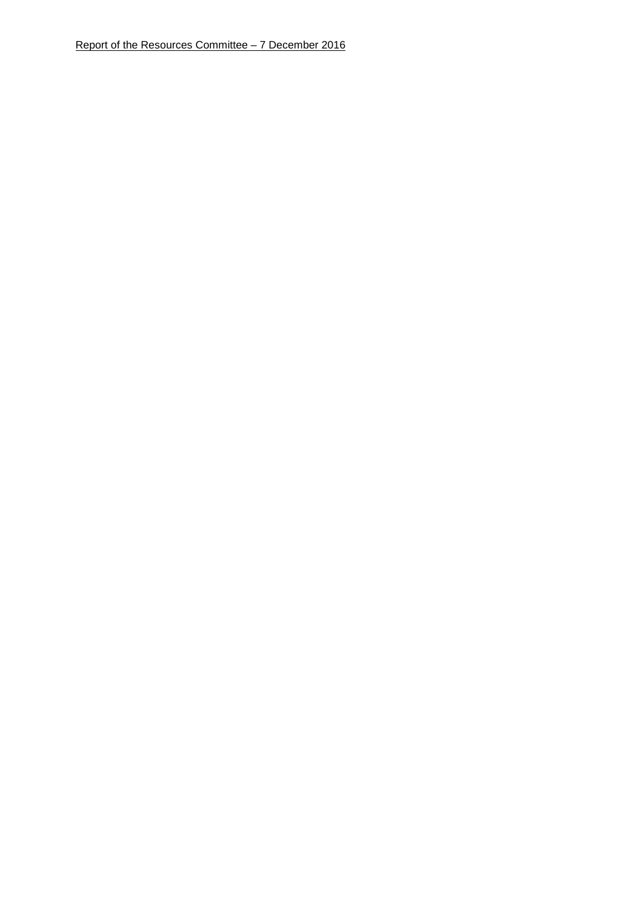Report of the Resources Committee – 7 December 2016